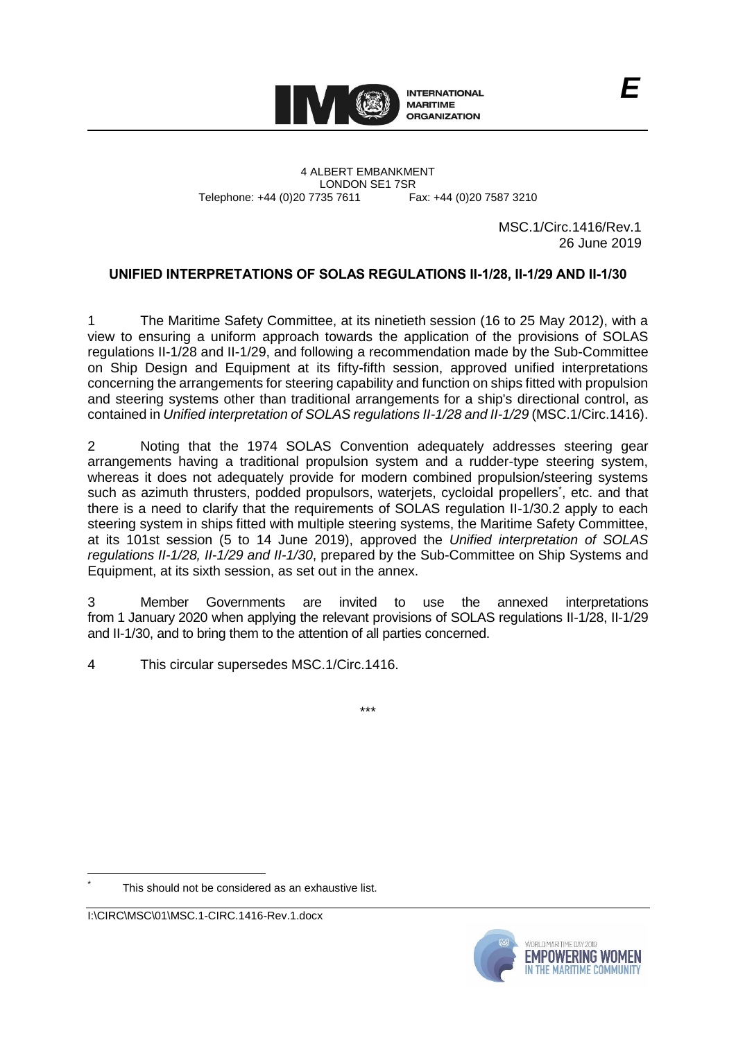E

4 ALBERT EMBANKMENT
LONDON SE1 7SR
Telephone: +44 (0)20 7735 7611 Fax: +44 (0)20 7587 3210

MSC.1/Circ.1416/Rev.1
26 June 2019

## UNIFIED INTERPRETATIONS OF SOLAS REGULATIONS II-1/28, II-1/29 AND II-1/30

1 The Maritime Safety Committee, at its ninetieth session (16 to 25 May 2012), with a view to ensuring a uniform approach towards the application of the provisions of SOLAS regulations II-1/28 and II-1/29, and following a recommendation made by the Sub-Committee on Ship Design and Equipment at its fifty-fifth session, approved unified interpretations concerning the arrangements for steering capability and function on ships fitted with propulsion and steering systems other than traditional arrangements for a ship's directional control, as contained in *Unified interpretation of SOLAS regulations II-1/28 and II-1/29* (MSC.1/Circ.1416).

2 Noting that the 1974 SOLAS Convention adequately addresses steering gear arrangements having a traditional propulsion system and a rudder-type steering system, whereas it does not adequately provide for modern combined propulsion/steering systems such as azimuth thrusters, podded propulsors, waterjets, cycloidal propellers*, etc. and that there is a need to clarify that the requirements of SOLAS regulation II-1/30.2 apply to each steering system in ships fitted with multiple steering systems, the Maritime Safety Committee, at its 101st session (5 to 14 June 2019), approved the *Unified interpretation of SOLAS regulations II-1/28, II-1/29 and II-1/30*, prepared by the Sub-Committee on Ship Systems and Equipment, at its sixth session, as set out in the annex.

3 Member Governments are invited to use the annexed interpretations from 1 January 2020 when applying the relevant provisions of SOLAS regulations II-1/28, II-1/29 and II-1/30, and to bring them to the attention of all parties concerned.

4 This circular supersedes MSC.1/Circ.1416.

\*\*\*

\* This should not be considered as an exhaustive list.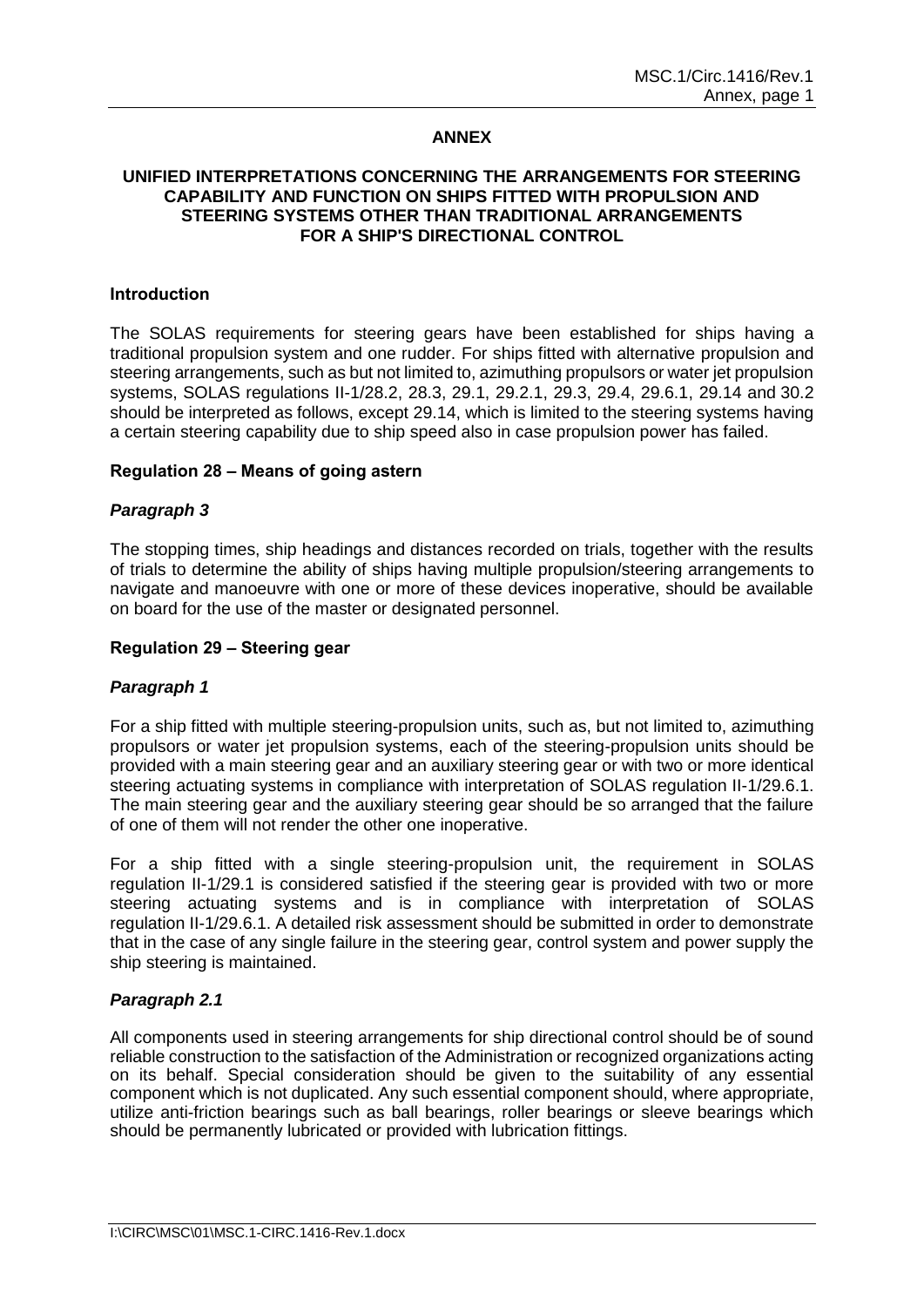## ANNEX

## UNIFIED INTERPRETATIONS CONCERNING THE ARRANGEMENTS FOR STEERING CAPABILITY AND FUNCTION ON SHIPS FITTED WITH PROPULSION AND STEERING SYSTEMS OTHER THAN TRADITIONAL ARRANGEMENTS FOR A SHIP'S DIRECTIONAL CONTROL

### Introduction

The SOLAS requirements for steering gears have been established for ships having a traditional propulsion system and one rudder. For ships fitted with alternative propulsion and steering arrangements, such as but not limited to, azimuthing propulsors or water jet propulsion systems, SOLAS regulations II-1/28.2, 28.3, 29.1, 29.2.1, 29.3, 29.4, 29.6.1, 29.14 and 30.2 should be interpreted as follows, except 29.14, which is limited to the steering systems having a certain steering capability due to ship speed also in case propulsion power has failed.

### Regulation 28 – Means of going astern

#### *Paragraph 3*

The stopping times, ship headings and distances recorded on trials, together with the results of trials to determine the ability of ships having multiple propulsion/steering arrangements to navigate and manoeuvre with one or more of these devices inoperative, should be available on board for the use of the master or designated personnel.

### Regulation 29 – Steering gear

#### *Paragraph 1*

For a ship fitted with multiple steering-propulsion units, such as, but not limited to, azimuthing propulsors or water jet propulsion systems, each of the steering-propulsion units should be provided with a main steering gear and an auxiliary steering gear or with two or more identical steering actuating systems in compliance with interpretation of SOLAS regulation II-1/29.6.1. The main steering gear and the auxiliary steering gear should be so arranged that the failure of one of them will not render the other one inoperative.

For a ship fitted with a single steering-propulsion unit, the requirement in SOLAS regulation II-1/29.1 is considered satisfied if the steering gear is provided with two or more steering actuating systems and is in compliance with interpretation of SOLAS regulation II-1/29.6.1. A detailed risk assessment should be submitted in order to demonstrate that in the case of any single failure in the steering gear, control system and power supply the ship steering is maintained.

#### *Paragraph 2.1*

All components used in steering arrangements for ship directional control should be of sound reliable construction to the satisfaction of the Administration or recognized organizations acting on its behalf. Special consideration should be given to the suitability of any essential component which is not duplicated. Any such essential component should, where appropriate, utilize anti-friction bearings such as ball bearings, roller bearings or sleeve bearings which should be permanently lubricated or provided with lubrication fittings.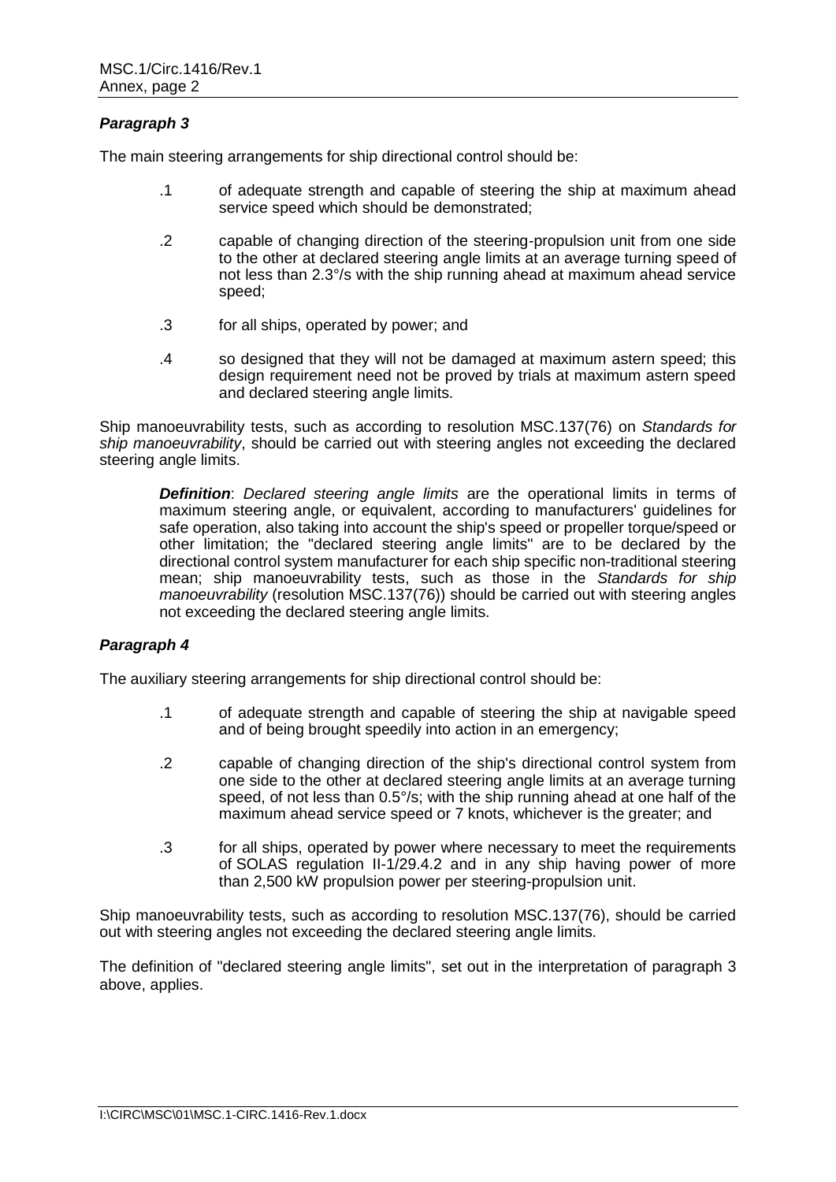***Paragraph 3***

The main steering arrangements for ship directional control should be:

.1 of adequate strength and capable of steering the ship at maximum ahead service speed which should be demonstrated;

.2 capable of changing direction of the steering-propulsion unit from one side to the other at declared steering angle limits at an average turning speed of not less than 2.3°/s with the ship running ahead at maximum ahead service speed;

.3 for all ships, operated by power; and

.4 so designed that they will not be damaged at maximum astern speed; this design requirement need not be proved by trials at maximum astern speed and declared steering angle limits.

Ship manoeuvrability tests, such as according to resolution MSC.137(76) on *Standards for ship manoeuvrability*, should be carried out with steering angles not exceeding the declared steering angle limits.

> ***Definition***: *Declared steering angle limits* are the operational limits in terms of maximum steering angle, or equivalent, according to manufacturers' guidelines for safe operation, also taking into account the ship's speed or propeller torque/speed or other limitation; the "declared steering angle limits" are to be declared by the directional control system manufacturer for each ship specific non-traditional steering mean; ship manoeuvrability tests, such as those in the *Standards for ship manoeuvrability* (resolution MSC.137(76)) should be carried out with steering angles not exceeding the declared steering angle limits.

***Paragraph 4***

The auxiliary steering arrangements for ship directional control should be:

.1 of adequate strength and capable of steering the ship at navigable speed and of being brought speedily into action in an emergency;

.2 capable of changing direction of the ship's directional control system from one side to the other at declared steering angle limits at an average turning speed, of not less than 0.5°/s; with the ship running ahead at one half of the maximum ahead service speed or 7 knots, whichever is the greater; and

.3 for all ships, operated by power where necessary to meet the requirements of SOLAS regulation II-1/29.4.2 and in any ship having power of more than 2,500 kW propulsion power per steering-propulsion unit.

Ship manoeuvrability tests, such as according to resolution MSC.137(76), should be carried out with steering angles not exceeding the declared steering angle limits.

The definition of "declared steering angle limits", set out in the interpretation of paragraph 3 above, applies.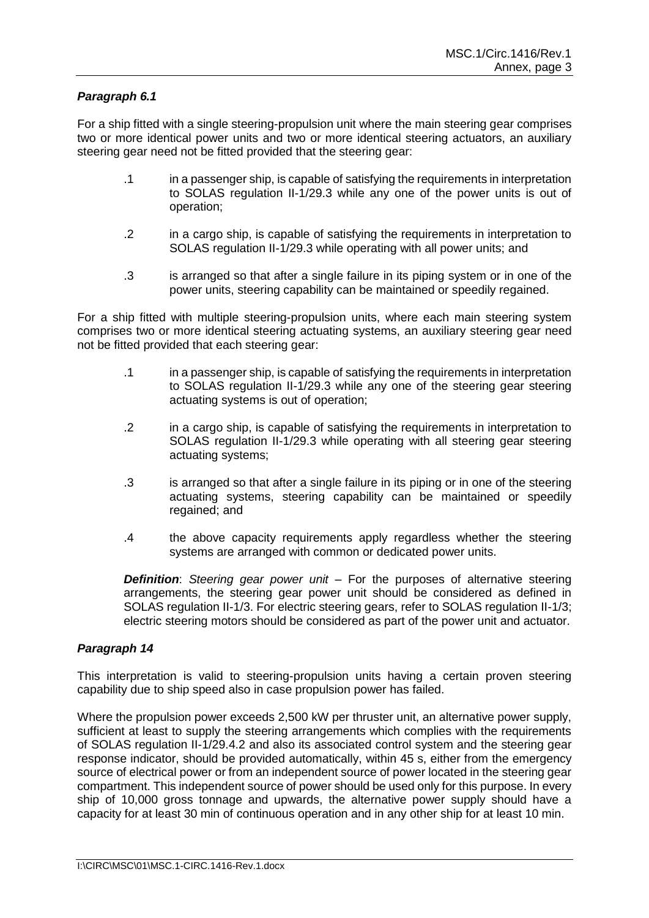### *Paragraph 6.1*

For a ship fitted with a single steering-propulsion unit where the main steering gear comprises two or more identical power units and two or more identical steering actuators, an auxiliary steering gear need not be fitted provided that the steering gear:

.1 in a passenger ship, is capable of satisfying the requirements in interpretation to SOLAS regulation II-1/29.3 while any one of the power units is out of operation;

.2 in a cargo ship, is capable of satisfying the requirements in interpretation to SOLAS regulation II-1/29.3 while operating with all power units; and

.3 is arranged so that after a single failure in its piping system or in one of the power units, steering capability can be maintained or speedily regained.

For a ship fitted with multiple steering-propulsion units, where each main steering system comprises two or more identical steering actuating systems, an auxiliary steering gear need not be fitted provided that each steering gear:

.1 in a passenger ship, is capable of satisfying the requirements in interpretation to SOLAS regulation II-1/29.3 while any one of the steering gear steering actuating systems is out of operation;

.2 in a cargo ship, is capable of satisfying the requirements in interpretation to SOLAS regulation II-1/29.3 while operating with all steering gear steering actuating systems;

.3 is arranged so that after a single failure in its piping or in one of the steering actuating systems, steering capability can be maintained or speedily regained; and

.4 the above capacity requirements apply regardless whether the steering systems are arranged with common or dedicated power units.

***Definition***: *Steering gear power unit* – For the purposes of alternative steering arrangements, the steering gear power unit should be considered as defined in SOLAS regulation II-1/3. For electric steering gears, refer to SOLAS regulation II-1/3; electric steering motors should be considered as part of the power unit and actuator.

### *Paragraph 14*

This interpretation is valid to steering-propulsion units having a certain proven steering capability due to ship speed also in case propulsion power has failed.

Where the propulsion power exceeds 2,500 kW per thruster unit, an alternative power supply, sufficient at least to supply the steering arrangements which complies with the requirements of SOLAS regulation II-1/29.4.2 and also its associated control system and the steering gear response indicator, should be provided automatically, within 45 s, either from the emergency source of electrical power or from an independent source of power located in the steering gear compartment. This independent source of power should be used only for this purpose. In every ship of 10,000 gross tonnage and upwards, the alternative power supply should have a capacity for at least 30 min of continuous operation and in any other ship for at least 10 min.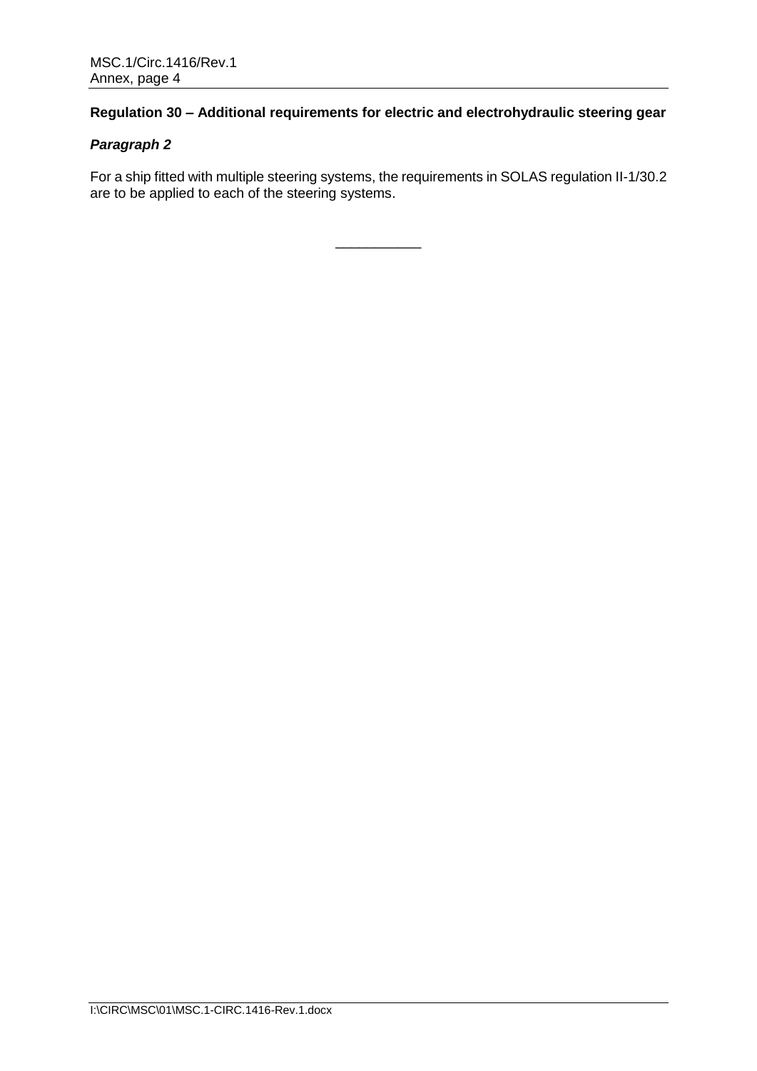**Regulation 30 – Additional requirements for electric and electrohydraulic steering gear**

***Paragraph 2***

For a ship fitted with multiple steering systems, the requirements in SOLAS regulation II-1/30.2 are to be applied to each of the steering systems.

___________